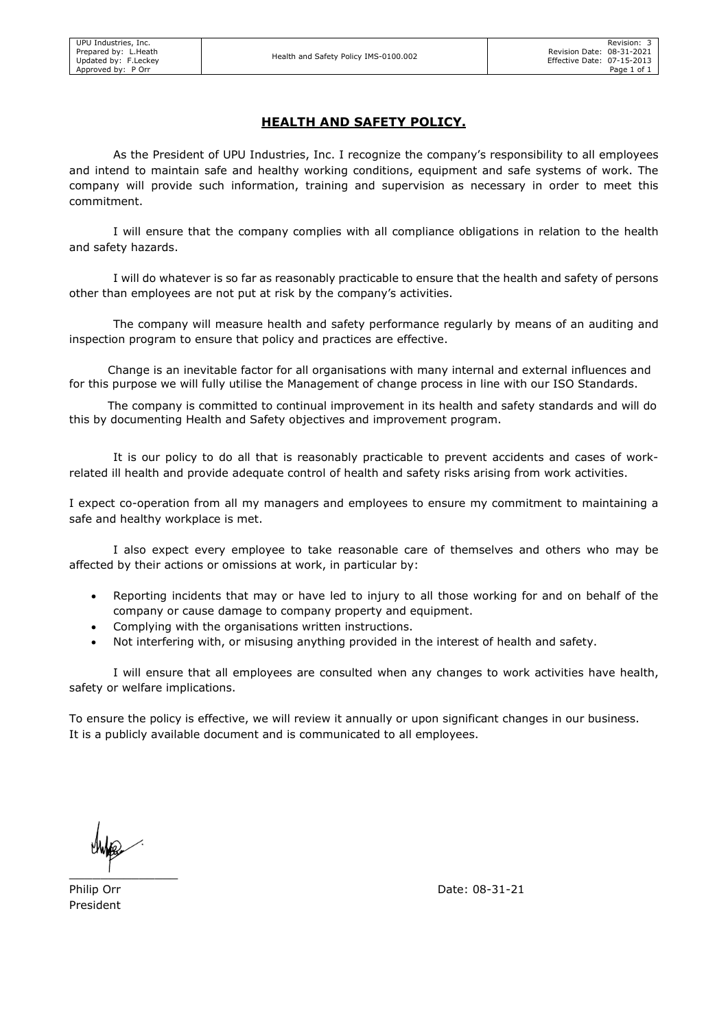## HEALTH AND SAFETY POLICY.

As the President of UPU Industries, Inc. I recognize the company's responsibility to all employees and intend to maintain safe and healthy working conditions, equipment and safe systems of work. The company will provide such information, training and supervision as necessary in order to meet this commitment.

I will ensure that the company complies with all compliance obligations in relation to the health and safety hazards.

I will do whatever is so far as reasonably practicable to ensure that the health and safety of persons other than employees are not put at risk by the company's activities.

The company will measure health and safety performance regularly by means of an auditing and inspection program to ensure that policy and practices are effective.

Change is an inevitable factor for all organisations with many internal and external influences and for this purpose we will fully utilise the Management of change process in line with our ISO Standards.

The company is committed to continual improvement in its health and safety standards and will do this by documenting Health and Safety objectives and improvement program.

It is our policy to do all that is reasonably practicable to prevent accidents and cases of work-related ill health and provide adequate control of health and safety risks arising from work activities.

I expect co-operation from all my managers and employees to ensure my commitment to maintaining a safe and healthy workplace is met.

I also expect every employee to take reasonable care of themselves and others who may be affected by their actions or omissions at work, in particular by:

- Reporting incidents that may or have led to injury to all those working for and on behalf of the company or cause damage to company property and equipment.
- Complying with the organisations written instructions.
- Not interfering with, or misusing anything provided in the interest of health and safety.

I will ensure that all employees are consulted when any changes to work activities have health, safety or welfare implications.

To ensure the policy is effective, we will review it annually or upon significant changes in our business.
It is a publicly available document and is communicated to all employees.

Philip Orr
President

Date: 08-31-21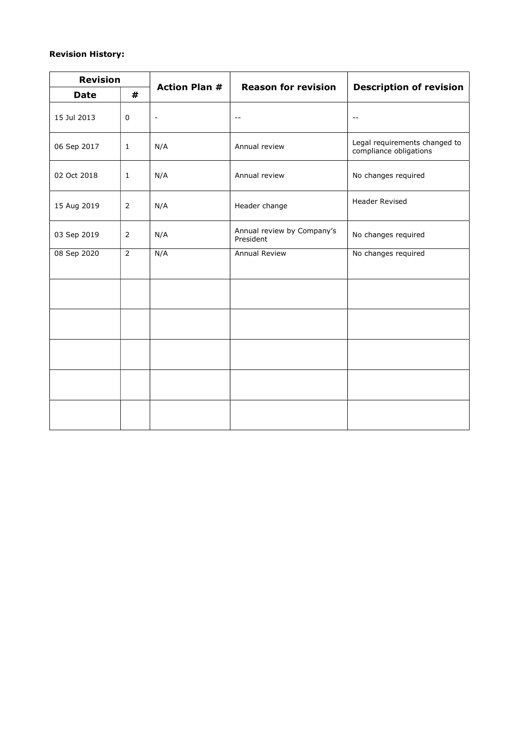**Revision History:**

| Revision | | Action Plan # | Reason for revision | Description of revision |
|---|---|---|---|---|
| Date | # | | | |
| 15 Jul 2013 | 0 | - | -- | -- |
| 06 Sep 2017 | 1 | N/A | Annual review | Legal requirements changed to compliance obligations |
| 02 Oct 2018 | 1 | N/A | Annual review | No changes required |
| 15 Aug 2019 | 2 | N/A | Header change | Header Revised |
| 03 Sep 2019 | 2 | N/A | Annual review by Company's President | No changes required |
| 08 Sep 2020 | 2 | N/A | Annual Review | No changes required |
| | | | | |
| | | | | |
| | | | | |
| | | | | |
| | | | | |